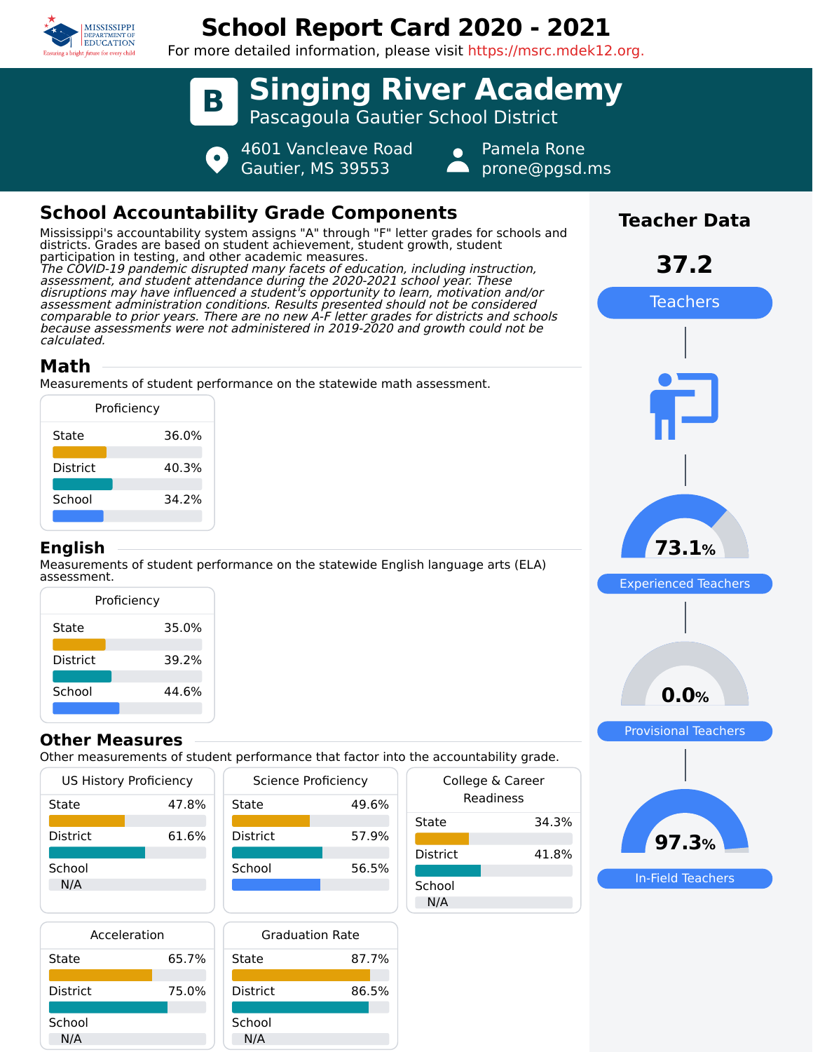# School Report Card 2020 - 2021

For more detailed information, please visit https://msrc.mdek12.org.

## B Singing River Academy

Pascagoula Gautier School District

4601 Vancleave Road
Gautier, MS 39553

Pamela Rone
prone@pgsd.ms

## School Accountability Grade Components

Mississippi's accountability system assigns "A" through "F" letter grades for schools and districts. Grades are based on student achievement, student growth, student participation in testing, and other academic measures.

*The COVID-19 pandemic disrupted many facets of education, including instruction, assessment, and student attendance during the 2020-2021 school year. These disruptions may have influenced a student's opportunity to learn, motivation and/or assessment administration conditions. Results presented should not be considered comparable to prior years. There are no new A-F letter grades for districts and schools because assessments were not administered in 2019-2020 and growth could not be calculated.*

### Math

Measurements of student performance on the statewide math assessment.

| Proficiency | |
|---|---|
| State | 36.0% |
| District | 40.3% |
| School | 34.2% |

### English

Measurements of student performance on the statewide English language arts (ELA) assessment.

| Proficiency | |
|---|---|
| State | 35.0% |
| District | 39.2% |
| School | 44.6% |

### Other Measures

Other measurements of student performance that factor into the accountability grade.

| US History Proficiency | |
|---|---|
| State | 47.8% |
| District | 61.6% |
| School | N/A |

| Science Proficiency | |
|---|---|
| State | 49.6% |
| District | 57.9% |
| School | 56.5% |

| College & Career Readiness | |
|---|---|
| State | 34.3% |
| District | 41.8% |
| School | N/A |

| Acceleration | |
|---|---|
| State | 65.7% |
| District | 75.0% |
| School | N/A |

| Graduation Rate | |
|---|---|
| State | 87.7% |
| District | 86.5% |
| School | N/A |

## Teacher Data

**37.2** Teachers

**73.1%** Experienced Teachers

**0.0%** Provisional Teachers

**97.3%** In-Field Teachers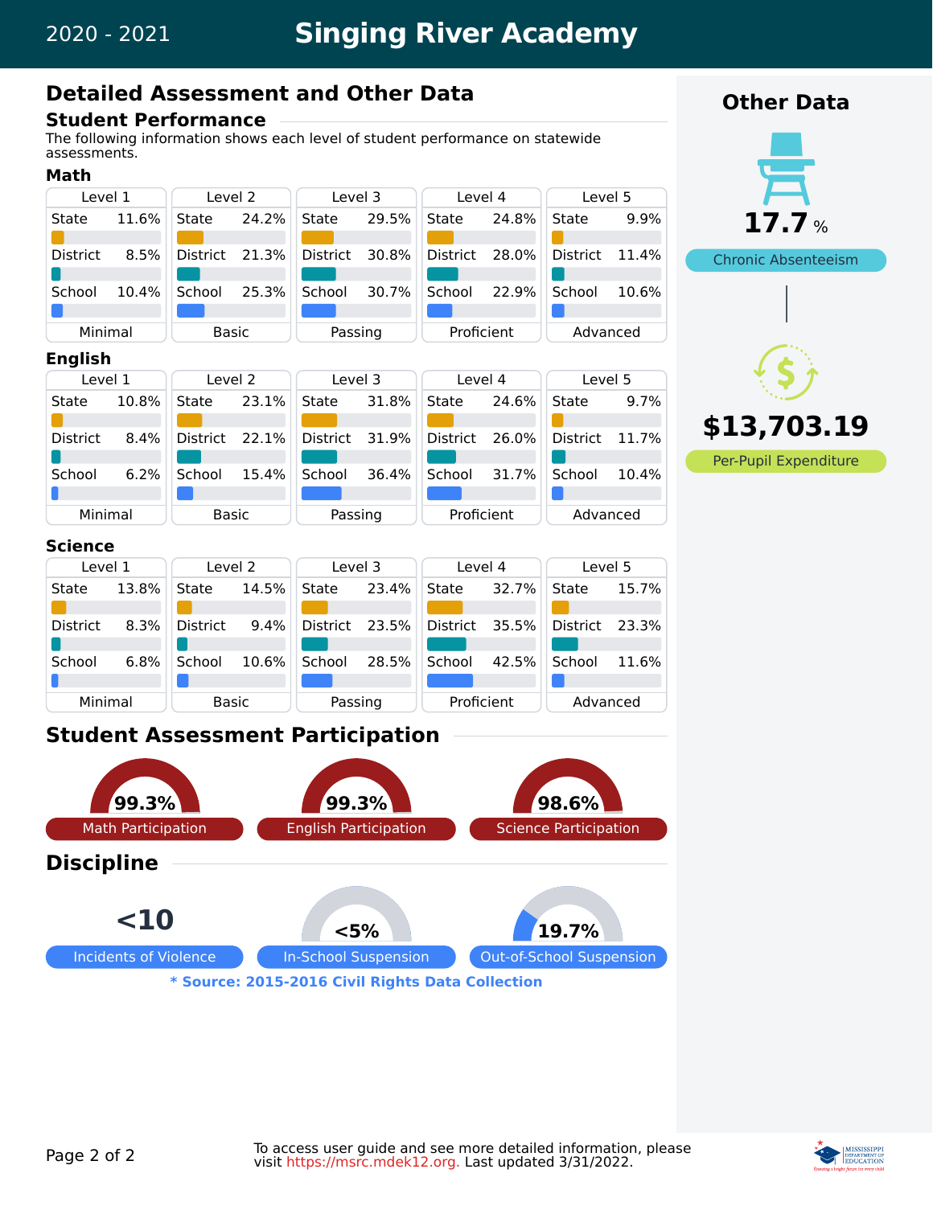2020 - 2021

# Singing River Academy

## Detailed Assessment and Other Data

### Student Performance

The following information shows each level of student performance on statewide assessments.

#### Math

| | Level 1 Minimal | Level 2 Basic | Level 3 Passing | Level 4 Proficient | Level 5 Advanced |
|---|---|---|---|---|---|
| State | 11.6% | 24.2% | 29.5% | 24.8% | 9.9% |
| District | 8.5% | 21.3% | 30.8% | 28.0% | 11.4% |
| School | 10.4% | 25.3% | 30.7% | 22.9% | 10.6% |

#### English

| | Level 1 Minimal | Level 2 Basic | Level 3 Passing | Level 4 Proficient | Level 5 Advanced |
|---|---|---|---|---|---|
| State | 10.8% | 23.1% | 31.8% | 24.6% | 9.7% |
| District | 8.4% | 22.1% | 31.9% | 26.0% | 11.7% |
| School | 6.2% | 15.4% | 36.4% | 31.7% | 10.4% |

#### Science

| | Level 1 Minimal | Level 2 Basic | Level 3 Passing | Level 4 Proficient | Level 5 Advanced |
|---|---|---|---|---|---|
| State | 13.8% | 14.5% | 23.4% | 32.7% | 15.7% |
| District | 8.3% | 9.4% | 23.5% | 35.5% | 23.3% |
| School | 6.8% | 10.6% | 28.5% | 42.5% | 11.6% |

### Student Assessment Participation

99.3%
Math Participation

99.3%
English Participation

98.6%
Science Participation

### Discipline

<10
Incidents of Violence

<5%
In-School Suspension

19.7%
Out-of-School Suspension

* Source: 2015-2016 Civil Rights Data Collection

## Other Data

17.7 %
Chronic Absenteeism

$13,703.19
Per-Pupil Expenditure

To access user guide and see more detailed information, please visit https://msrc.mdek12.org. Last updated 3/31/2022.